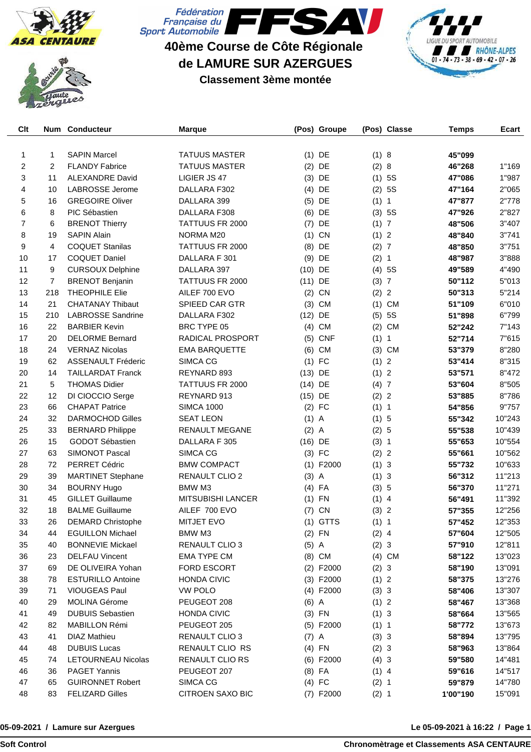Fédération Française du Sport Automobile FFSA

# 40ème Course de Côte Régionale de LAMURE SUR AZERGUES

## Classement 3ème montée

| Clt | Num | Conducteur | Marque | (Pos) Groupe | (Pos) Classe | Temps | Ecart |
|---|---|---|---|---|---|---|---|
| 1 | 1 | SAPIN Marcel | TATUUS MASTER | (1) DE | (1) 8 | **45"099** | |
| 2 | 2 | FLANDY Fabrice | TATUUS MASTER | (2) DE | (2) 8 | **46"268** | 1"169 |
| 3 | 11 | ALEXANDRE David | LIGIER JS 47 | (3) DE | (1) 5S | **47"086** | 1"987 |
| 4 | 10 | LABROSSE Jerome | DALLARA F302 | (4) DE | (2) 5S | **47"164** | 2"065 |
| 5 | 16 | GREGOIRE Oliver | DALLARA 399 | (5) DE | (1) 1 | **47"877** | 2"778 |
| 6 | 8 | PIC Sébastien | DALLARA F308 | (6) DE | (3) 5S | **47"926** | 2"827 |
| 7 | 6 | BRENOT Thierry | TATTUUS FR 2000 | (7) DE | (1) 7 | **48"506** | 3"407 |
| 8 | 19 | SAPIN Alain | NORMA M20 | (1) CN | (1) 2 | **48"840** | 3"741 |
| 9 | 4 | COQUET Stanilas | TATTUUS FR 2000 | (8) DE | (2) 7 | **48"850** | 3"751 |
| 10 | 17 | COQUET Daniel | DALLARA F 301 | (9) DE | (2) 1 | **48"987** | 3"888 |
| 11 | 9 | CURSOUX Delphine | DALLARA 397 | (10) DE | (4) 5S | **49"589** | 4"490 |
| 12 | 7 | BRENOT Benjanin | TATTUUS FR 2000 | (11) DE | (3) 7 | **50"112** | 5"013 |
| 13 | 218 | THEOPHILE Elie | AILEF 700 EVO | (2) CN | (2) 2 | **50"313** | 5"214 |
| 14 | 21 | CHATANAY Thibaut | SPIEED CAR GTR | (3) CM | (1) CM | **51"109** | 6"010 |
| 15 | 210 | LABROSSE Sandrine | DALLARA F302 | (12) DE | (5) 5S | **51"898** | 6"799 |
| 16 | 22 | BARBIER Kevin | BRC TYPE 05 | (4) CM | (2) CM | **52"242** | 7"143 |
| 17 | 20 | DELORME Bernard | RADICAL PROSPORT | (5) CNF | (1) 1 | **52"714** | 7"615 |
| 18 | 24 | VERNAZ Nicolas | EMA BARQUETTE | (6) CM | (3) CM | **53"379** | 8"280 |
| 19 | 62 | ASSENAULT Fréderic | SIMCA CG | (1) FC | (1) 2 | **53"414** | 8"315 |
| 20 | 14 | TAILLARDAT Franck | REYNARD 893 | (13) DE | (1) 2 | **53"571** | 8"472 |
| 21 | 5 | THOMAS Didier | TATTUUS FR 2000 | (14) DE | (4) 7 | **53"604** | 8"505 |
| 22 | 12 | DI CIOCCIO Serge | REYNARD 913 | (15) DE | (2) 2 | **53"885** | 8"786 |
| 23 | 66 | CHAPAT Patrice | SIMCA 1000 | (2) FC | (1) 1 | **54"856** | 9"757 |
| 24 | 32 | DARMOCHOD Gilles | SEAT LEON | (1) A | (1) 5 | **55"342** | 10"243 |
| 25 | 33 | BERNARD Philippe | RENAULT MEGANE | (2) A | (2) 5 | **55"538** | 10"439 |
| 26 | 15 | GODOT Sébastien | DALLARA F 305 | (16) DE | (3) 1 | **55"653** | 10"554 |
| 27 | 63 | SIMONOT Pascal | SIMCA CG | (3) FC | (2) 2 | **55"661** | 10"562 |
| 28 | 72 | PERRET Cédric | BMW COMPACT | (1) F2000 | (1) 3 | **55"732** | 10"633 |
| 29 | 39 | MARTINET Stephane | RENAULT CLIO 2 | (3) A | (1) 3 | **56"312** | 11"213 |
| 30 | 34 | BOURNY Hugo | BMW M3 | (4) FA | (3) 5 | **56"370** | 11"271 |
| 31 | 45 | GILLET Guillaume | MITSUBISHI LANCER | (1) FN | (1) 4 | **56"491** | 11"392 |
| 32 | 18 | BALME Guillaume | AILEF 700 EVO | (7) CN | (3) 2 | **57"355** | 12"256 |
| 33 | 26 | DEMARD Christophe | MITJET EVO | (1) GTTS | (1) 1 | **57"452** | 12"353 |
| 34 | 44 | EGUILLON Michael | BMW M3 | (2) FN | (2) 4 | **57"604** | 12"505 |
| 35 | 40 | BONNEVIE Mickael | RENAULT CLIO 3 | (5) A | (2) 3 | **57"910** | 12"811 |
| 36 | 23 | DELFAU Vincent | EMA TYPE CM | (8) CM | (4) CM | **58"122** | 13"023 |
| 37 | 69 | DE OLIVEIRA Yohan | FORD ESCORT | (2) F2000 | (2) 3 | **58"190** | 13"091 |
| 38 | 78 | ESTURILLO Antoine | HONDA CIVIC | (3) F2000 | (1) 2 | **58"375** | 13"276 |
| 39 | 71 | VIOUGEAS Paul | VW POLO | (4) F2000 | (3) 3 | **58"406** | 13"307 |
| 40 | 29 | MOLINA Gérome | PEUGEOT 208 | (6) A | (1) 2 | **58"467** | 13"368 |
| 41 | 49 | DUBUIS Sebastien | HONDA CIVIC | (3) FN | (1) 3 | **58"664** | 13"565 |
| 42 | 82 | MABILLON Rémi | PEUGEOT 205 | (5) F2000 | (1) 1 | **58"772** | 13"673 |
| 43 | 41 | DIAZ Mathieu | RENAULT CLIO 3 | (7) A | (3) 3 | **58"894** | 13"795 |
| 44 | 48 | DUBUIS Lucas | RENAULT CLIO RS | (4) FN | (2) 3 | **58"963** | 13"864 |
| 45 | 74 | LETOURNEAU Nicolas | RENAULT CLIO RS | (6) F2000 | (4) 3 | **59"580** | 14"481 |
| 46 | 36 | PAGET Yannis | PEUGEOT 207 | (8) FA | (1) 4 | **59"616** | 14"517 |
| 47 | 65 | GUIRONNET Robert | SIMCA CG | (4) FC | (2) 1 | **59"879** | 14"780 |
| 48 | 83 | FELIZARD Gilles | CITROEN SAXO BIC | (7) F2000 | (2) 1 | **1'00"190** | 15"091 |

**05-09-2021 / Lamure sur Azergues** — **Le 05-09-2021 à 16:22**

**Soft Control** — **Chronomètrage et Classements ASA CENTAURE**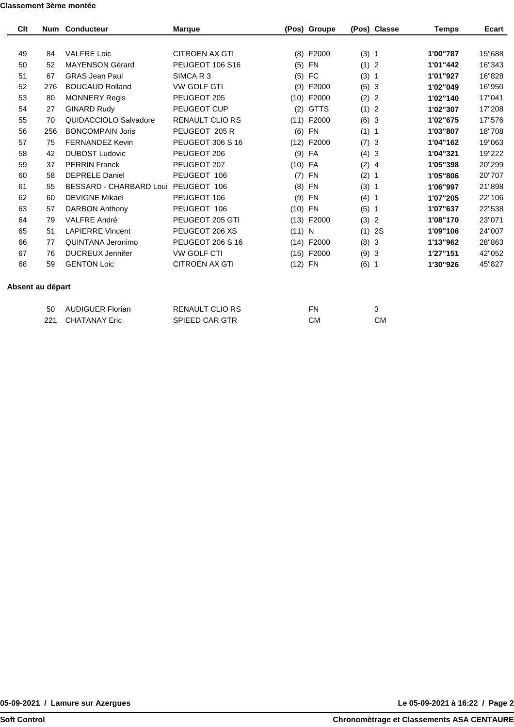**Classement 3ème montée**

| Clt | Num | Conducteur | Marque | (Pos) | Groupe | (Pos) | Classe | Temps | Ecart |
|---|---|---|---|---|---|---|---|---|---|
| 49 | 84 | VALFRE Loic | CITROEN AX GTI | (8) | F2000 | (3) | 1 | **1'00"787** | 15"688 |
| 50 | 52 | MAYENSON Gérard | PEUGEOT 106 S16 | (5) | FN | (1) | 2 | **1'01"442** | 16"343 |
| 51 | 67 | GRAS Jean Paul | SIMCA R 3 | (5) | FC | (3) | 1 | **1'01"927** | 16"828 |
| 52 | 276 | BOUCAUD Rolland | VW GOLF GTI | (9) | F2000 | (5) | 3 | **1'02"049** | 16"950 |
| 53 | 80 | MONNERY Regis | PEUGEOT 205 | (10) | F2000 | (2) | 2 | **1'02"140** | 17"041 |
| 54 | 27 | GINARD Rudy | PEUGEOT CUP | (2) | GTTS | (1) | 2 | **1'02"307** | 17"208 |
| 55 | 70 | QUIDACCIOLO Salvadore | RENAULT CLIO RS | (11) | F2000 | (6) | 3 | **1'02"675** | 17"576 |
| 56 | 256 | BONCOMPAIN Joris | PEUGEOT 205 R | (6) | FN | (1) | 1 | **1'03"807** | 18"708 |
| 57 | 75 | FERNANDEZ Kevin | PEUGEOT 306 S 16 | (12) | F2000 | (7) | 3 | **1'04"162** | 19"063 |
| 58 | 42 | DUBOST Ludovic | PEUGEOT 206 | (9) | FA | (4) | 3 | **1'04"321** | 19"222 |
| 59 | 37 | PERRIN Franck | PEUGEOT 207 | (10) | FA | (2) | 4 | **1'05"398** | 20"299 |
| 60 | 58 | DEPRELE Daniel | PEUGEOT 106 | (7) | FN | (2) | 1 | **1'05"806** | 20"707 |
| 61 | 55 | BESSARD - CHARBARD Loui | PEUGEOT 106 | (8) | FN | (3) | 1 | **1'06"997** | 21"898 |
| 62 | 60 | DEVIGNE Mikael | PEUGEOT 106 | (9) | FN | (4) | 1 | **1'07"205** | 22"106 |
| 63 | 57 | DARBON Anthony | PEUGEOT 106 | (10) | FN | (5) | 1 | **1'07"637** | 22"538 |
| 64 | 79 | VALFRE André | PEUGEOT 205 GTI | (13) | F2000 | (3) | 2 | **1'08"170** | 23"071 |
| 65 | 51 | LAPIERRE Vincent | PEUGEOT 206 XS | (11) | N | (1) | 2S | **1'09"106** | 24"007 |
| 66 | 77 | QUINTANA Jeronimo | PEUGEOT 206 S 16 | (14) | F2000 | (8) | 3 | **1'13"962** | 28"863 |
| 67 | 76 | DUCREUX Jennifer | VW GOLF CTI | (15) | F2000 | (9) | 3 | **1'27"151** | 42"052 |
| 68 | 59 | GENTON Loic | CITROEN AX GTI | (12) | FN | (6) | 1 | **1'30"926** | 45"827 |

**Absent au départ**

| | Num | Conducteur | Marque | Groupe | Classe |
|---|---|---|---|---|---|
| | 50 | AUDIGUER Florian | RENAULT CLIO RS | FN | 3 |
| | 221 | CHATANAY Eric | SPIEED CAR GTR | CM | CM |

05-09-2021 / Lamure sur Azergues

Soft Control — Chronomètrage et Classements ASA CENTAURE